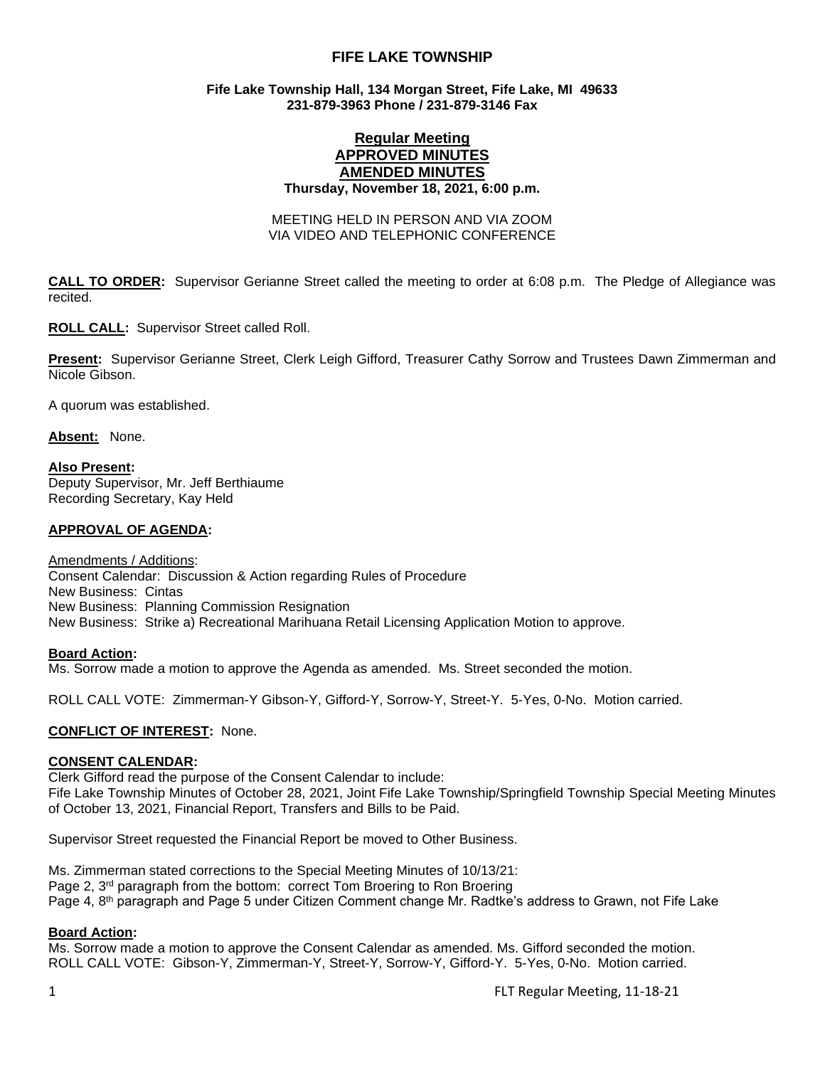# FIFE LAKE TOWNSHIP

**Fife Lake Township Hall, 134 Morgan Street, Fife Lake, MI 49633**
**231-879-3963 Phone / 231-879-3146 Fax**

## Regular Meeting
## APPROVED MINUTES
## AMENDED MINUTES
**Thursday, November 18, 2021, 6:00 p.m.**

MEETING HELD IN PERSON AND VIA ZOOM
VIA VIDEO AND TELEPHONIC CONFERENCE

**CALL TO ORDER:** Supervisor Gerianne Street called the meeting to order at 6:08 p.m. The Pledge of Allegiance was recited.

**ROLL CALL:** Supervisor Street called Roll.

**Present:** Supervisor Gerianne Street, Clerk Leigh Gifford, Treasurer Cathy Sorrow and Trustees Dawn Zimmerman and Nicole Gibson.

A quorum was established.

**Absent:** None.

**Also Present:**
Deputy Supervisor, Mr. Jeff Berthiaume
Recording Secretary, Kay Held

**APPROVAL OF AGENDA:**

Amendments / Additions:
Consent Calendar: Discussion & Action regarding Rules of Procedure
New Business: Cintas
New Business: Planning Commission Resignation
New Business: Strike a) Recreational Marihuana Retail Licensing Application Motion to approve.

**Board Action:**
Ms. Sorrow made a motion to approve the Agenda as amended. Ms. Street seconded the motion.

ROLL CALL VOTE: Zimmerman-Y Gibson-Y, Gifford-Y, Sorrow-Y, Street-Y. 5-Yes, 0-No. Motion carried.

**CONFLICT OF INTEREST:** None.

**CONSENT CALENDAR:**
Clerk Gifford read the purpose of the Consent Calendar to include:
Fife Lake Township Minutes of October 28, 2021, Joint Fife Lake Township/Springfield Township Special Meeting Minutes of October 13, 2021, Financial Report, Transfers and Bills to be Paid.

Supervisor Street requested the Financial Report be moved to Other Business.

Ms. Zimmerman stated corrections to the Special Meeting Minutes of 10/13/21:
Page 2, 3rd paragraph from the bottom: correct Tom Broering to Ron Broering
Page 4, 8th paragraph and Page 5 under Citizen Comment change Mr. Radtke's address to Grawn, not Fife Lake

**Board Action:**
Ms. Sorrow made a motion to approve the Consent Calendar as amended. Ms. Gifford seconded the motion.
ROLL CALL VOTE: Gibson-Y, Zimmerman-Y, Street-Y, Sorrow-Y, Gifford-Y. 5-Yes, 0-No. Motion carried.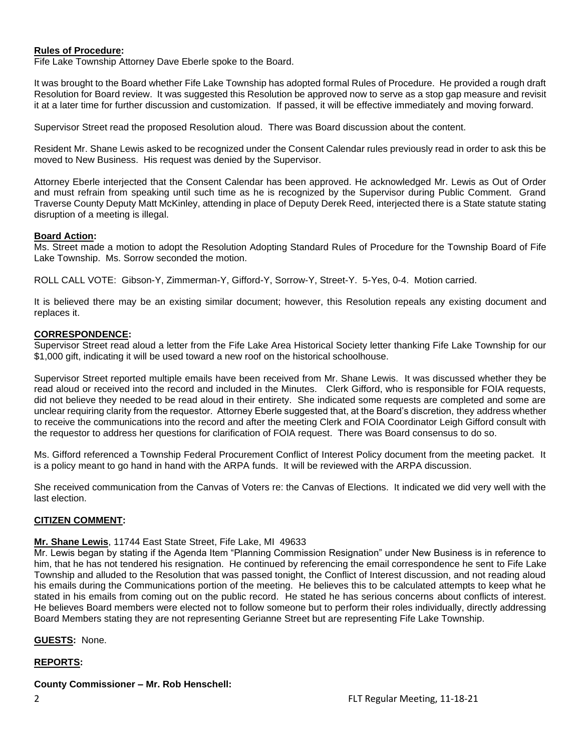**Rules of Procedure:**
Fife Lake Township Attorney Dave Eberle spoke to the Board.

It was brought to the Board whether Fife Lake Township has adopted formal Rules of Procedure. He provided a rough draft Resolution for Board review. It was suggested this Resolution be approved now to serve as a stop gap measure and revisit it at a later time for further discussion and customization. If passed, it will be effective immediately and moving forward.

Supervisor Street read the proposed Resolution aloud. There was Board discussion about the content.

Resident Mr. Shane Lewis asked to be recognized under the Consent Calendar rules previously read in order to ask this be moved to New Business. His request was denied by the Supervisor.

Attorney Eberle interjected that the Consent Calendar has been approved. He acknowledged Mr. Lewis as Out of Order and must refrain from speaking until such time as he is recognized by the Supervisor during Public Comment. Grand Traverse County Deputy Matt McKinley, attending in place of Deputy Derek Reed, interjected there is a State statute stating disruption of a meeting is illegal.

**Board Action:**
Ms. Street made a motion to adopt the Resolution Adopting Standard Rules of Procedure for the Township Board of Fife Lake Township. Ms. Sorrow seconded the motion.

ROLL CALL VOTE: Gibson-Y, Zimmerman-Y, Gifford-Y, Sorrow-Y, Street-Y. 5-Yes, 0-4. Motion carried.

It is believed there may be an existing similar document; however, this Resolution repeals any existing document and replaces it.

**CORRESPONDENCE:**
Supervisor Street read aloud a letter from the Fife Lake Area Historical Society letter thanking Fife Lake Township for our $1,000 gift, indicating it will be used toward a new roof on the historical schoolhouse.

Supervisor Street reported multiple emails have been received from Mr. Shane Lewis. It was discussed whether they be read aloud or received into the record and included in the Minutes. Clerk Gifford, who is responsible for FOIA requests, did not believe they needed to be read aloud in their entirety. She indicated some requests are completed and some are unclear requiring clarity from the requestor. Attorney Eberle suggested that, at the Board's discretion, they address whether to receive the communications into the record and after the meeting Clerk and FOIA Coordinator Leigh Gifford consult with the requestor to address her questions for clarification of FOIA request. There was Board consensus to do so.

Ms. Gifford referenced a Township Federal Procurement Conflict of Interest Policy document from the meeting packet. It is a policy meant to go hand in hand with the ARPA funds. It will be reviewed with the ARPA discussion.

She received communication from the Canvas of Voters re: the Canvas of Elections. It indicated we did very well with the last election.

**CITIZEN COMMENT:**

**Mr. Shane Lewis**, 11744 East State Street, Fife Lake, MI 49633
Mr. Lewis began by stating if the Agenda Item "Planning Commission Resignation" under New Business is in reference to him, that he has not tendered his resignation. He continued by referencing the email correspondence he sent to Fife Lake Township and alluded to the Resolution that was passed tonight, the Conflict of Interest discussion, and not reading aloud his emails during the Communications portion of the meeting. He believes this to be calculated attempts to keep what he stated in his emails from coming out on the public record. He stated he has serious concerns about conflicts of interest. He believes Board members were elected not to follow someone but to perform their roles individually, directly addressing Board Members stating they are not representing Gerianne Street but are representing Fife Lake Township.

**GUESTS:** None.

**REPORTS:**

**County Commissioner – Mr. Rob Henschell:**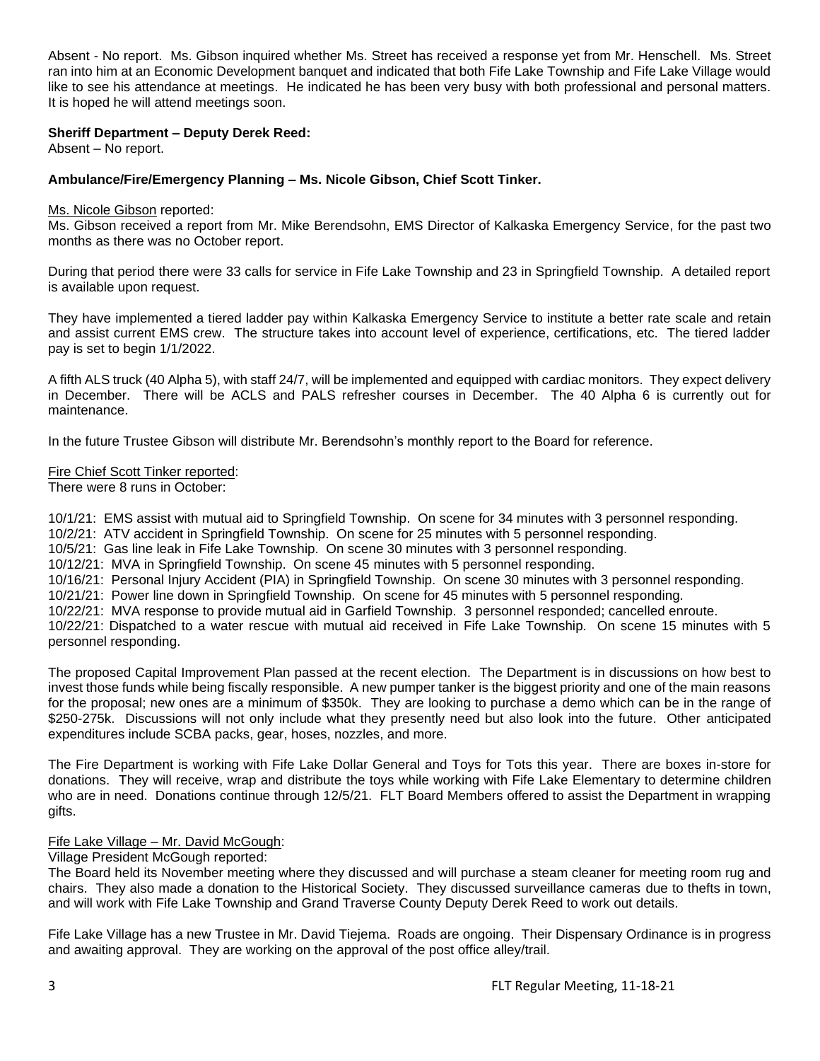Absent - No report. Ms. Gibson inquired whether Ms. Street has received a response yet from Mr. Henschell. Ms. Street ran into him at an Economic Development banquet and indicated that both Fife Lake Township and Fife Lake Village would like to see his attendance at meetings. He indicated he has been very busy with both professional and personal matters. It is hoped he will attend meetings soon.

**Sheriff Department – Deputy Derek Reed:**

Absent – No report.

**Ambulance/Fire/Emergency Planning – Ms. Nicole Gibson, Chief Scott Tinker.**

Ms. Nicole Gibson reported:

Ms. Gibson received a report from Mr. Mike Berendsohn, EMS Director of Kalkaska Emergency Service, for the past two months as there was no October report.

During that period there were 33 calls for service in Fife Lake Township and 23 in Springfield Township. A detailed report is available upon request.

They have implemented a tiered ladder pay within Kalkaska Emergency Service to institute a better rate scale and retain and assist current EMS crew. The structure takes into account level of experience, certifications, etc. The tiered ladder pay is set to begin 1/1/2022.

A fifth ALS truck (40 Alpha 5), with staff 24/7, will be implemented and equipped with cardiac monitors. They expect delivery in December. There will be ACLS and PALS refresher courses in December. The 40 Alpha 6 is currently out for maintenance.

In the future Trustee Gibson will distribute Mr. Berendsohn's monthly report to the Board for reference.

Fire Chief Scott Tinker reported:

There were 8 runs in October:

10/1/21: EMS assist with mutual aid to Springfield Township. On scene for 34 minutes with 3 personnel responding.
10/2/21: ATV accident in Springfield Township. On scene for 25 minutes with 5 personnel responding.
10/5/21: Gas line leak in Fife Lake Township. On scene 30 minutes with 3 personnel responding.
10/12/21: MVA in Springfield Township. On scene 45 minutes with 5 personnel responding.
10/16/21: Personal Injury Accident (PIA) in Springfield Township. On scene 30 minutes with 3 personnel responding.
10/21/21: Power line down in Springfield Township. On scene for 45 minutes with 5 personnel responding.
10/22/21: MVA response to provide mutual aid in Garfield Township. 3 personnel responded; cancelled enroute.
10/22/21: Dispatched to a water rescue with mutual aid received in Fife Lake Township. On scene 15 minutes with 5 personnel responding.

The proposed Capital Improvement Plan passed at the recent election. The Department is in discussions on how best to invest those funds while being fiscally responsible. A new pumper tanker is the biggest priority and one of the main reasons for the proposal; new ones are a minimum of $350k. They are looking to purchase a demo which can be in the range of $250-275k. Discussions will not only include what they presently need but also look into the future. Other anticipated expenditures include SCBA packs, gear, hoses, nozzles, and more.

The Fire Department is working with Fife Lake Dollar General and Toys for Tots this year. There are boxes in-store for donations. They will receive, wrap and distribute the toys while working with Fife Lake Elementary to determine children who are in need. Donations continue through 12/5/21. FLT Board Members offered to assist the Department in wrapping gifts.

Fife Lake Village – Mr. David McGough:

Village President McGough reported:

The Board held its November meeting where they discussed and will purchase a steam cleaner for meeting room rug and chairs. They also made a donation to the Historical Society. They discussed surveillance cameras due to thefts in town, and will work with Fife Lake Township and Grand Traverse County Deputy Derek Reed to work out details.

Fife Lake Village has a new Trustee in Mr. David Tiejema. Roads are ongoing. Their Dispensary Ordinance is in progress and awaiting approval. They are working on the approval of the post office alley/trail.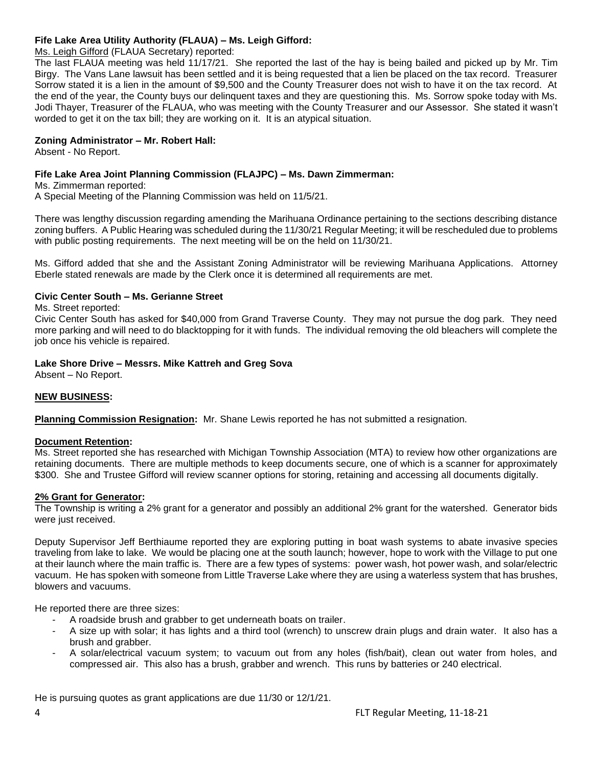**Fife Lake Area Utility Authority (FLAUA) – Ms. Leigh Gifford:**

Ms. Leigh Gifford (FLAUA Secretary) reported:

The last FLAUA meeting was held 11/17/21. She reported the last of the hay is being bailed and picked up by Mr. Tim Birgy. The Vans Lane lawsuit has been settled and it is being requested that a lien be placed on the tax record. Treasurer Sorrow stated it is a lien in the amount of $9,500 and the County Treasurer does not wish to have it on the tax record. At the end of the year, the County buys our delinquent taxes and they are questioning this. Ms. Sorrow spoke today with Ms. Jodi Thayer, Treasurer of the FLAUA, who was meeting with the County Treasurer and our Assessor. She stated it wasn't worded to get it on the tax bill; they are working on it. It is an atypical situation.

**Zoning Administrator – Mr. Robert Hall:**

Absent - No Report.

**Fife Lake Area Joint Planning Commission (FLAJPC) – Ms. Dawn Zimmerman:**

Ms. Zimmerman reported:

A Special Meeting of the Planning Commission was held on 11/5/21.

There was lengthy discussion regarding amending the Marihuana Ordinance pertaining to the sections describing distance zoning buffers. A Public Hearing was scheduled during the 11/30/21 Regular Meeting; it will be rescheduled due to problems with public posting requirements. The next meeting will be on the held on 11/30/21.

Ms. Gifford added that she and the Assistant Zoning Administrator will be reviewing Marihuana Applications. Attorney Eberle stated renewals are made by the Clerk once it is determined all requirements are met.

**Civic Center South – Ms. Gerianne Street**

Ms. Street reported:

Civic Center South has asked for $40,000 from Grand Traverse County. They may not pursue the dog park. They need more parking and will need to do blacktopping for it with funds. The individual removing the old bleachers will complete the job once his vehicle is repaired.

**Lake Shore Drive – Messrs. Mike Kattreh and Greg Sova**

Absent – No Report.

**NEW BUSINESS:**

**Planning Commission Resignation:** Mr. Shane Lewis reported he has not submitted a resignation.

**Document Retention:**

Ms. Street reported she has researched with Michigan Township Association (MTA) to review how other organizations are retaining documents. There are multiple methods to keep documents secure, one of which is a scanner for approximately $300. She and Trustee Gifford will review scanner options for storing, retaining and accessing all documents digitally.

**2% Grant for Generator:**

The Township is writing a 2% grant for a generator and possibly an additional 2% grant for the watershed. Generator bids were just received.

Deputy Supervisor Jeff Berthiaume reported they are exploring putting in boat wash systems to abate invasive species traveling from lake to lake. We would be placing one at the south launch; however, hope to work with the Village to put one at their launch where the main traffic is. There are a few types of systems: power wash, hot power wash, and solar/electric vacuum. He has spoken with someone from Little Traverse Lake where they are using a waterless system that has brushes, blowers and vacuums.

He reported there are three sizes:

- A roadside brush and grabber to get underneath boats on trailer.
- A size up with solar; it has lights and a third tool (wrench) to unscrew drain plugs and drain water. It also has a brush and grabber.
- A solar/electrical vacuum system; to vacuum out from any holes (fish/bait), clean out water from holes, and compressed air. This also has a brush, grabber and wrench. This runs by batteries or 240 electrical.

He is pursuing quotes as grant applications are due 11/30 or 12/1/21.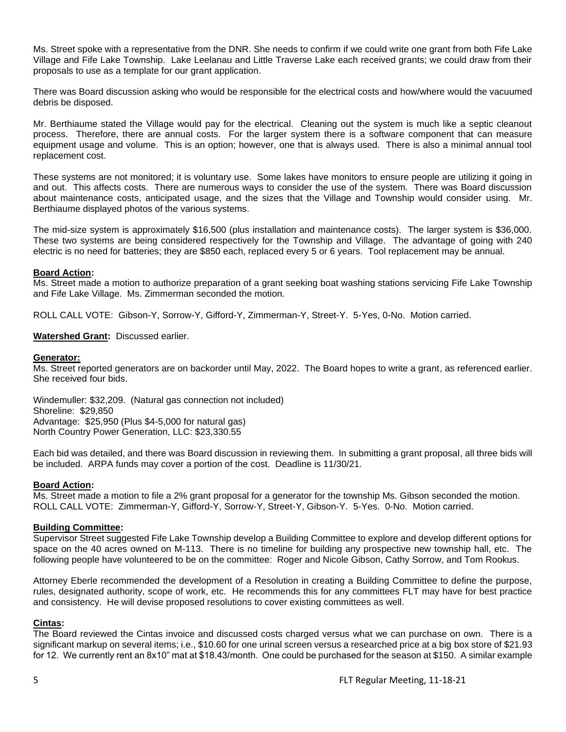Ms. Street spoke with a representative from the DNR. She needs to confirm if we could write one grant from both Fife Lake Village and Fife Lake Township. Lake Leelanau and Little Traverse Lake each received grants; we could draw from their proposals to use as a template for our grant application.

There was Board discussion asking who would be responsible for the electrical costs and how/where would the vacuumed debris be disposed.

Mr. Berthiaume stated the Village would pay for the electrical. Cleaning out the system is much like a septic cleanout process. Therefore, there are annual costs. For the larger system there is a software component that can measure equipment usage and volume. This is an option; however, one that is always used. There is also a minimal annual tool replacement cost.

These systems are not monitored; it is voluntary use. Some lakes have monitors to ensure people are utilizing it going in and out. This affects costs. There are numerous ways to consider the use of the system. There was Board discussion about maintenance costs, anticipated usage, and the sizes that the Village and Township would consider using. Mr. Berthiaume displayed photos of the various systems.

The mid-size system is approximately $16,500 (plus installation and maintenance costs). The larger system is $36,000. These two systems are being considered respectively for the Township and Village. The advantage of going with 240 electric is no need for batteries; they are $850 each, replaced every 5 or 6 years. Tool replacement may be annual.

**Board Action:**
Ms. Street made a motion to authorize preparation of a grant seeking boat washing stations servicing Fife Lake Township and Fife Lake Village. Ms. Zimmerman seconded the motion.

ROLL CALL VOTE: Gibson-Y, Sorrow-Y, Gifford-Y, Zimmerman-Y, Street-Y. 5-Yes, 0-No. Motion carried.

**Watershed Grant:** Discussed earlier.

**Generator:**
Ms. Street reported generators are on backorder until May, 2022. The Board hopes to write a grant, as referenced earlier. She received four bids.

Windemuller: $32,209. (Natural gas connection not included)
Shoreline: $29,850
Advantage: $25,950 (Plus $4-5,000 for natural gas)
North Country Power Generation, LLC: $23,330.55

Each bid was detailed, and there was Board discussion in reviewing them. In submitting a grant proposal, all three bids will be included. ARPA funds may cover a portion of the cost. Deadline is 11/30/21.

**Board Action:**
Ms. Street made a motion to file a 2% grant proposal for a generator for the township Ms. Gibson seconded the motion.
ROLL CALL VOTE: Zimmerman-Y, Gifford-Y, Sorrow-Y, Street-Y, Gibson-Y. 5-Yes. 0-No. Motion carried.

**Building Committee:**
Supervisor Street suggested Fife Lake Township develop a Building Committee to explore and develop different options for space on the 40 acres owned on M-113. There is no timeline for building any prospective new township hall, etc. The following people have volunteered to be on the committee: Roger and Nicole Gibson, Cathy Sorrow, and Tom Rookus.

Attorney Eberle recommended the development of a Resolution in creating a Building Committee to define the purpose, rules, designated authority, scope of work, etc. He recommends this for any committees FLT may have for best practice and consistency. He will devise proposed resolutions to cover existing committees as well.

**Cintas:**
The Board reviewed the Cintas invoice and discussed costs charged versus what we can purchase on own. There is a significant markup on several items; i.e., $10.60 for one urinal screen versus a researched price at a big box store of $21.93 for 12. We currently rent an 8x10" mat at $18.43/month. One could be purchased for the season at $150. A similar example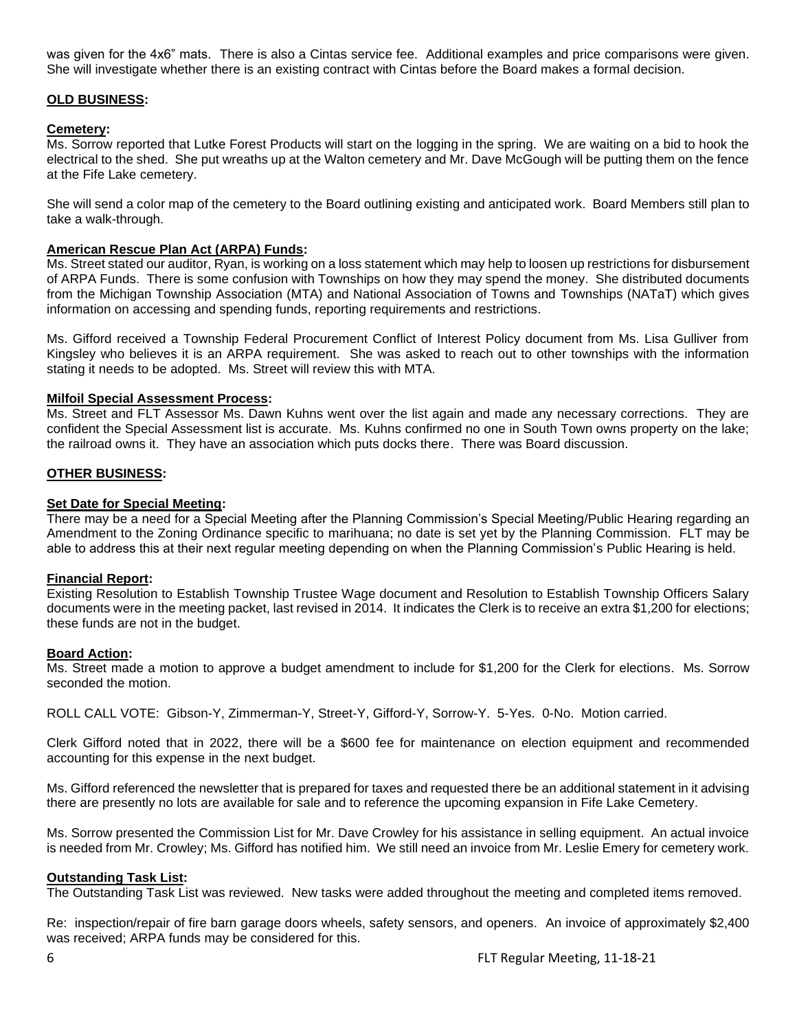was given for the 4x6" mats. There is also a Cintas service fee. Additional examples and price comparisons were given. She will investigate whether there is an existing contract with Cintas before the Board makes a formal decision.

**OLD BUSINESS:**

**Cemetery:**
Ms. Sorrow reported that Lutke Forest Products will start on the logging in the spring. We are waiting on a bid to hook the electrical to the shed. She put wreaths up at the Walton cemetery and Mr. Dave McGough will be putting them on the fence at the Fife Lake cemetery.

She will send a color map of the cemetery to the Board outlining existing and anticipated work. Board Members still plan to take a walk-through.

**American Rescue Plan Act (ARPA) Funds:**
Ms. Street stated our auditor, Ryan, is working on a loss statement which may help to loosen up restrictions for disbursement of ARPA Funds. There is some confusion with Townships on how they may spend the money. She distributed documents from the Michigan Township Association (MTA) and National Association of Towns and Townships (NATaT) which gives information on accessing and spending funds, reporting requirements and restrictions.

Ms. Gifford received a Township Federal Procurement Conflict of Interest Policy document from Ms. Lisa Gulliver from Kingsley who believes it is an ARPA requirement. She was asked to reach out to other townships with the information stating it needs to be adopted. Ms. Street will review this with MTA.

**Milfoil Special Assessment Process:**
Ms. Street and FLT Assessor Ms. Dawn Kuhns went over the list again and made any necessary corrections. They are confident the Special Assessment list is accurate. Ms. Kuhns confirmed no one in South Town owns property on the lake; the railroad owns it. They have an association which puts docks there. There was Board discussion.

**OTHER BUSINESS:**

**Set Date for Special Meeting:**
There may be a need for a Special Meeting after the Planning Commission's Special Meeting/Public Hearing regarding an Amendment to the Zoning Ordinance specific to marihuana; no date is set yet by the Planning Commission. FLT may be able to address this at their next regular meeting depending on when the Planning Commission's Public Hearing is held.

**Financial Report:**
Existing Resolution to Establish Township Trustee Wage document and Resolution to Establish Township Officers Salary documents were in the meeting packet, last revised in 2014. It indicates the Clerk is to receive an extra $1,200 for elections; these funds are not in the budget.

**Board Action:**
Ms. Street made a motion to approve a budget amendment to include for $1,200 for the Clerk for elections. Ms. Sorrow seconded the motion.

ROLL CALL VOTE: Gibson-Y, Zimmerman-Y, Street-Y, Gifford-Y, Sorrow-Y. 5-Yes. 0-No. Motion carried.

Clerk Gifford noted that in 2022, there will be a $600 fee for maintenance on election equipment and recommended accounting for this expense in the next budget.

Ms. Gifford referenced the newsletter that is prepared for taxes and requested there be an additional statement in it advising there are presently no lots are available for sale and to reference the upcoming expansion in Fife Lake Cemetery.

Ms. Sorrow presented the Commission List for Mr. Dave Crowley for his assistance in selling equipment. An actual invoice is needed from Mr. Crowley; Ms. Gifford has notified him. We still need an invoice from Mr. Leslie Emery for cemetery work.

**Outstanding Task List:**
The Outstanding Task List was reviewed. New tasks were added throughout the meeting and completed items removed.

Re: inspection/repair of fire barn garage doors wheels, safety sensors, and openers. An invoice of approximately $2,400 was received; ARPA funds may be considered for this.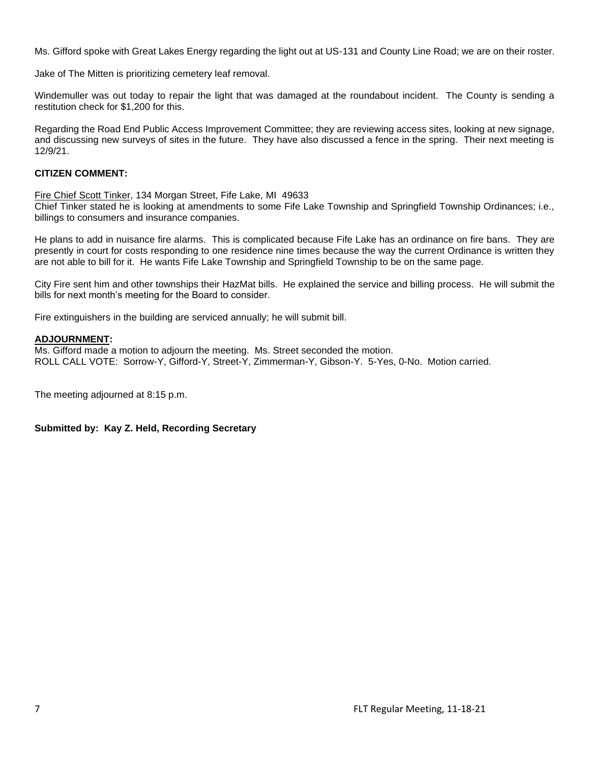Ms. Gifford spoke with Great Lakes Energy regarding the light out at US-131 and County Line Road; we are on their roster.

Jake of The Mitten is prioritizing cemetery leaf removal.

Windemuller was out today to repair the light that was damaged at the roundabout incident. The County is sending a restitution check for $1,200 for this.

Regarding the Road End Public Access Improvement Committee; they are reviewing access sites, looking at new signage, and discussing new surveys of sites in the future. They have also discussed a fence in the spring. Their next meeting is 12/9/21.

**CITIZEN COMMENT:**

Fire Chief Scott Tinker, 134 Morgan Street, Fife Lake, MI 49633
Chief Tinker stated he is looking at amendments to some Fife Lake Township and Springfield Township Ordinances; i.e., billings to consumers and insurance companies.

He plans to add in nuisance fire alarms. This is complicated because Fife Lake has an ordinance on fire bans. They are presently in court for costs responding to one residence nine times because the way the current Ordinance is written they are not able to bill for it. He wants Fife Lake Township and Springfield Township to be on the same page.

City Fire sent him and other townships their HazMat bills. He explained the service and billing process. He will submit the bills for next month's meeting for the Board to consider.

Fire extinguishers in the building are serviced annually; he will submit bill.

**ADJOURNMENT:**

Ms. Gifford made a motion to adjourn the meeting. Ms. Street seconded the motion.
ROLL CALL VOTE: Sorrow-Y, Gifford-Y, Street-Y, Zimmerman-Y, Gibson-Y. 5-Yes, 0-No. Motion carried.

The meeting adjourned at 8:15 p.m.

**Submitted by: Kay Z. Held, Recording Secretary**